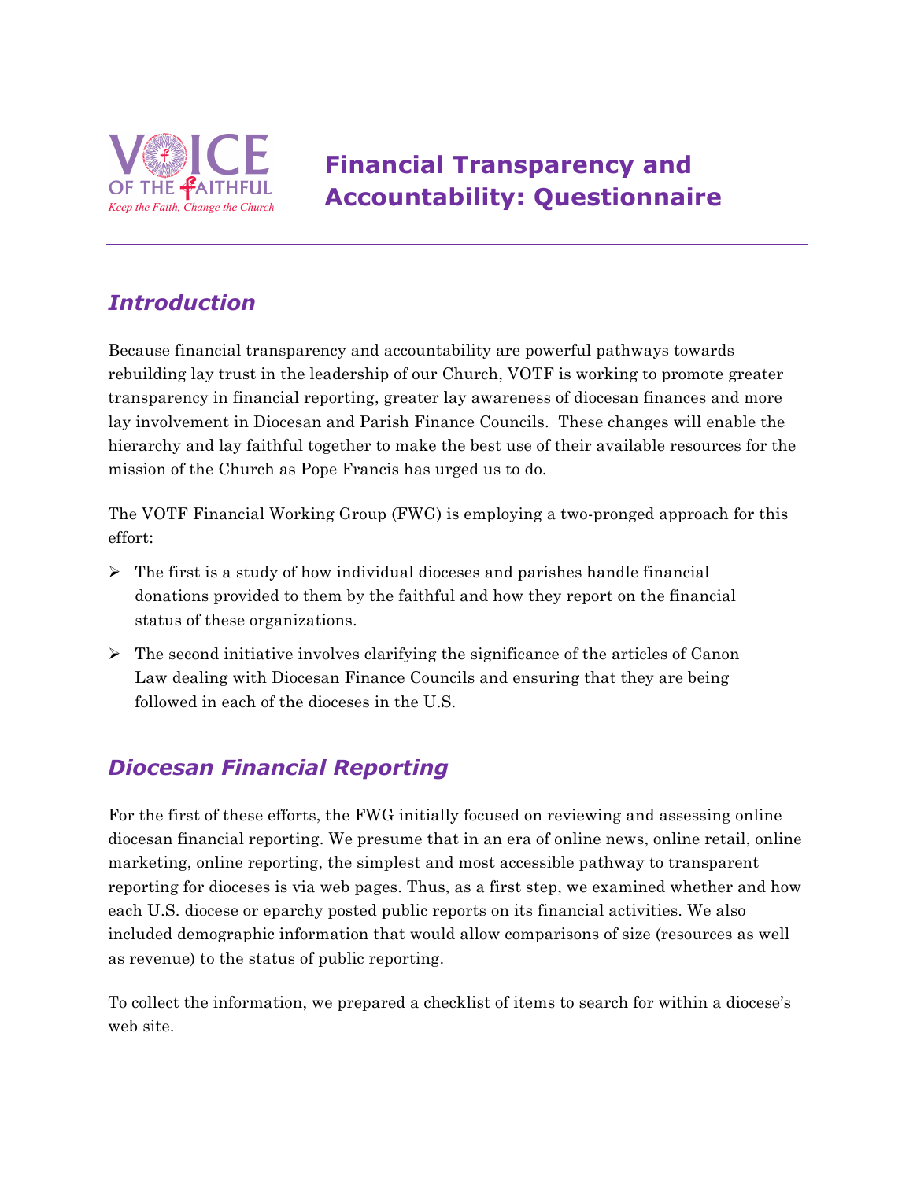VOICE OF THE FAITHFUL

*Keep the Faith, Change the Church*

# Financial Transparency and Accountability: Questionnaire

## *Introduction*

Because financial transparency and accountability are powerful pathways towards rebuilding lay trust in the leadership of our Church, VOTF is working to promote greater transparency in financial reporting, greater lay awareness of diocesan finances and more lay involvement in Diocesan and Parish Finance Councils. These changes will enable the hierarchy and lay faithful together to make the best use of their available resources for the mission of the Church as Pope Francis has urged us to do.

The VOTF Financial Working Group (FWG) is employing a two-pronged approach for this effort:

- The first is a study of how individual dioceses and parishes handle financial donations provided to them by the faithful and how they report on the financial status of these organizations.
- The second initiative involves clarifying the significance of the articles of Canon Law dealing with Diocesan Finance Councils and ensuring that they are being followed in each of the dioceses in the U.S.

## *Diocesan Financial Reporting*

For the first of these efforts, the FWG initially focused on reviewing and assessing online diocesan financial reporting. We presume that in an era of online news, online retail, online marketing, online reporting, the simplest and most accessible pathway to transparent reporting for dioceses is via web pages. Thus, as a first step, we examined whether and how each U.S. diocese or eparchy posted public reports on its financial activities. We also included demographic information that would allow comparisons of size (resources as well as revenue) to the status of public reporting.

To collect the information, we prepared a checklist of items to search for within a diocese's web site.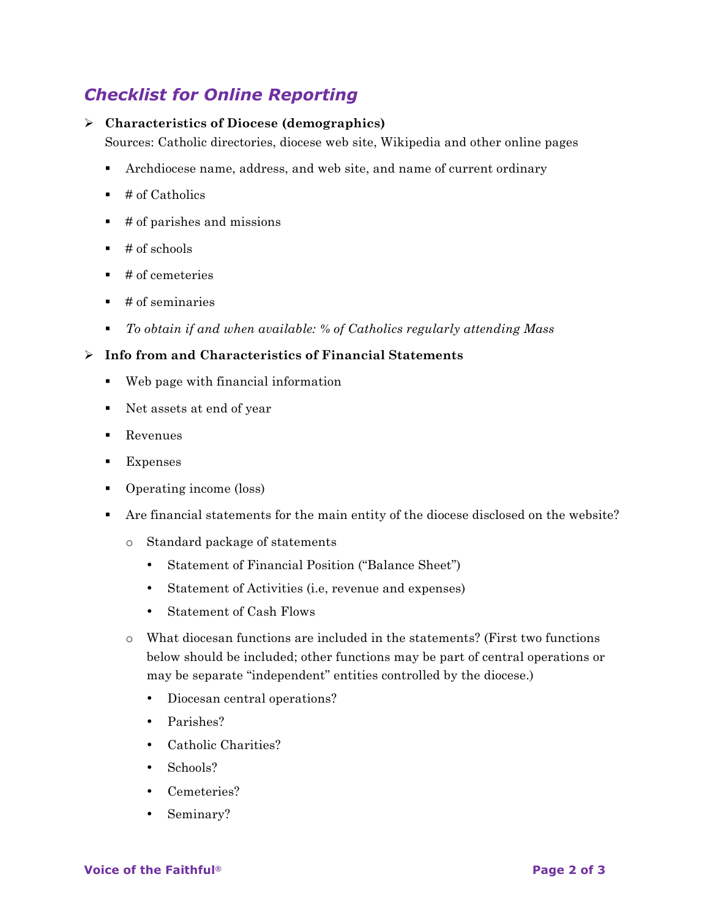## *Checklist for Online Reporting*

- **Characteristics of Diocese (demographics)**

  Sources: Catholic directories, diocese web site, Wikipedia and other online pages

  - Archdiocese name, address, and web site, and name of current ordinary
  - # of Catholics
  - # of parishes and missions
  - # of schools
  - # of cemeteries
  - # of seminaries
  - *To obtain if and when available: % of Catholics regularly attending Mass*

- **Info from and Characteristics of Financial Statements**

  - Web page with financial information
  - Net assets at end of year
  - Revenues
  - Expenses
  - Operating income (loss)
  - Are financial statements for the main entity of the diocese disclosed on the website?
    - Standard package of statements
      - Statement of Financial Position ("Balance Sheet")
      - Statement of Activities (i.e, revenue and expenses)
      - Statement of Cash Flows
    - What diocesan functions are included in the statements? (First two functions below should be included; other functions may be part of central operations or may be separate "independent" entities controlled by the diocese.)
      - Diocesan central operations?
      - Parishes?
      - Catholic Charities?
      - Schools?
      - Cemeteries?
      - Seminary?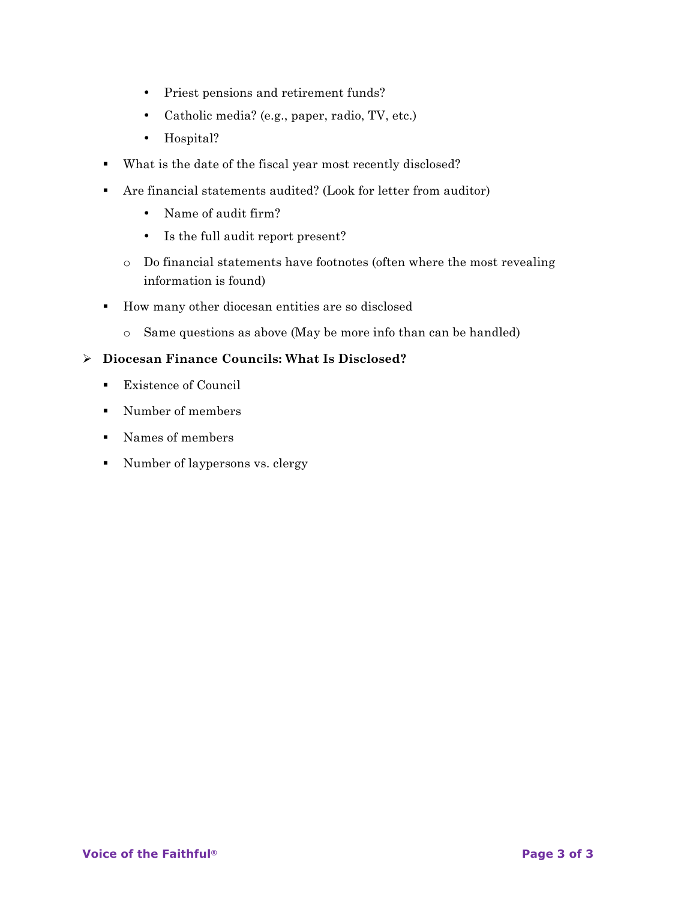- Priest pensions and retirement funds?
        - Catholic media? (e.g., paper, radio, TV, etc.)
        - Hospital?
    - What is the date of the fiscal year most recently disclosed?
    - Are financial statements audited? (Look for letter from auditor)
        - Name of audit firm?
        - Is the full audit report present?
      - Do financial statements have footnotes (often where the most revealing information is found)
    - How many other diocesan entities are so disclosed
      - Same questions as above (May be more info than can be handled)

- **Diocesan Finance Councils: What Is Disclosed?**
    - Existence of Council
    - Number of members
    - Names of members
    - Number of laypersons vs. clergy